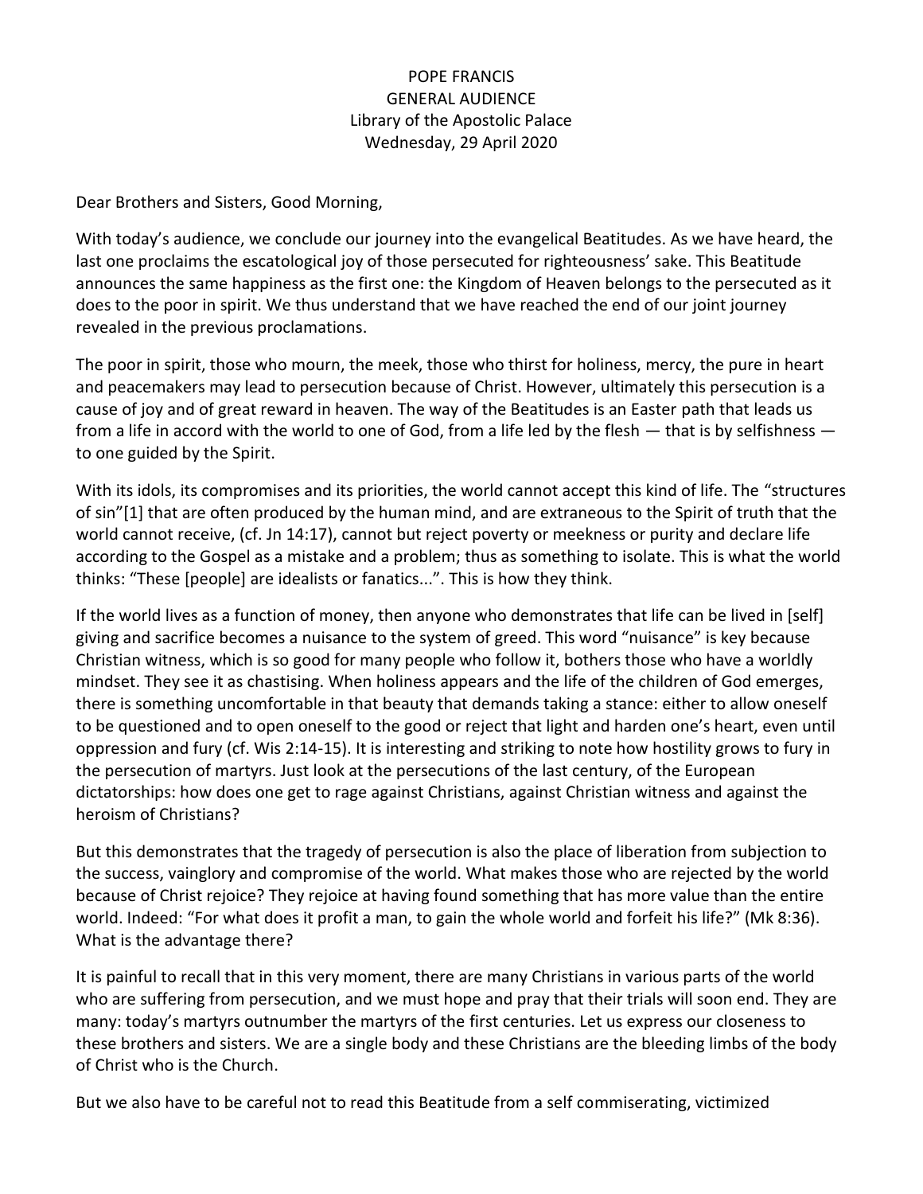POPE FRANCIS
GENERAL AUDIENCE
Library of the Apostolic Palace
Wednesday, 29 April 2020

Dear Brothers and Sisters, Good Morning,

With today's audience, we conclude our journey into the evangelical Beatitudes. As we have heard, the last one proclaims the escatological joy of those persecuted for righteousness' sake. This Beatitude announces the same happiness as the first one: the Kingdom of Heaven belongs to the persecuted as it does to the poor in spirit. We thus understand that we have reached the end of our joint journey revealed in the previous proclamations.

The poor in spirit, those who mourn, the meek, those who thirst for holiness, mercy, the pure in heart and peacemakers may lead to persecution because of Christ. However, ultimately this persecution is a cause of joy and of great reward in heaven. The way of the Beatitudes is an Easter path that leads us from a life in accord with the world to one of God, from a life led by the flesh — that is by selfishness — to one guided by the Spirit.

With its idols, its compromises and its priorities, the world cannot accept this kind of life. The "structures of sin"[1] that are often produced by the human mind, and are extraneous to the Spirit of truth that the world cannot receive, (cf. Jn 14:17), cannot but reject poverty or meekness or purity and declare life according to the Gospel as a mistake and a problem; thus as something to isolate. This is what the world thinks: "These [people] are idealists or fanatics...". This is how they think.

If the world lives as a function of money, then anyone who demonstrates that life can be lived in [self] giving and sacrifice becomes a nuisance to the system of greed. This word "nuisance" is key because Christian witness, which is so good for many people who follow it, bothers those who have a worldly mindset. They see it as chastising. When holiness appears and the life of the children of God emerges, there is something uncomfortable in that beauty that demands taking a stance: either to allow oneself to be questioned and to open oneself to the good or reject that light and harden one's heart, even until oppression and fury (cf. Wis 2:14-15). It is interesting and striking to note how hostility grows to fury in the persecution of martyrs. Just look at the persecutions of the last century, of the European dictatorships: how does one get to rage against Christians, against Christian witness and against the heroism of Christians?

But this demonstrates that the tragedy of persecution is also the place of liberation from subjection to the success, vainglory and compromise of the world. What makes those who are rejected by the world because of Christ rejoice? They rejoice at having found something that has more value than the entire world. Indeed: "For what does it profit a man, to gain the whole world and forfeit his life?" (Mk 8:36). What is the advantage there?

It is painful to recall that in this very moment, there are many Christians in various parts of the world who are suffering from persecution, and we must hope and pray that their trials will soon end. They are many: today's martyrs outnumber the martyrs of the first centuries. Let us express our closeness to these brothers and sisters. We are a single body and these Christians are the bleeding limbs of the body of Christ who is the Church.

But we also have to be careful not to read this Beatitude from a self commiserating, victimized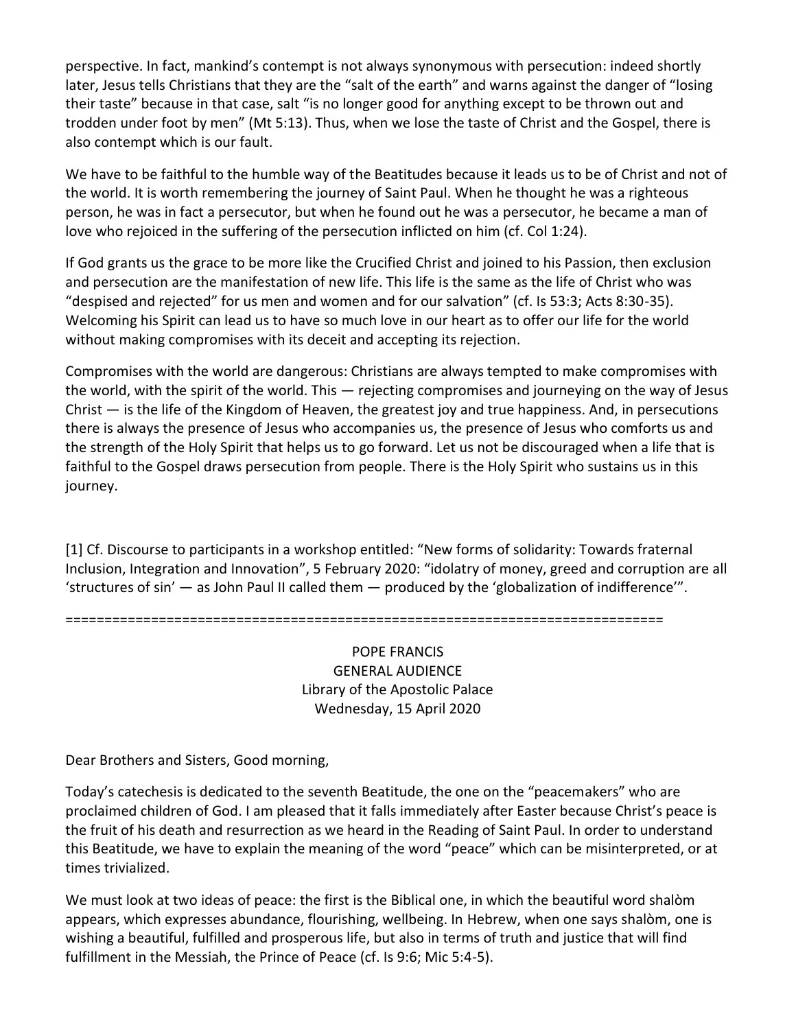perspective. In fact, mankind's contempt is not always synonymous with persecution: indeed shortly later, Jesus tells Christians that they are the "salt of the earth" and warns against the danger of "losing their taste" because in that case, salt "is no longer good for anything except to be thrown out and trodden under foot by men" (Mt 5:13). Thus, when we lose the taste of Christ and the Gospel, there is also contempt which is our fault.

We have to be faithful to the humble way of the Beatitudes because it leads us to be of Christ and not of the world. It is worth remembering the journey of Saint Paul. When he thought he was a righteous person, he was in fact a persecutor, but when he found out he was a persecutor, he became a man of love who rejoiced in the suffering of the persecution inflicted on him (cf. Col 1:24).

If God grants us the grace to be more like the Crucified Christ and joined to his Passion, then exclusion and persecution are the manifestation of new life. This life is the same as the life of Christ who was "despised and rejected" for us men and women and for our salvation" (cf. Is 53:3; Acts 8:30-35). Welcoming his Spirit can lead us to have so much love in our heart as to offer our life for the world without making compromises with its deceit and accepting its rejection.

Compromises with the world are dangerous: Christians are always tempted to make compromises with the world, with the spirit of the world. This — rejecting compromises and journeying on the way of Jesus Christ — is the life of the Kingdom of Heaven, the greatest joy and true happiness. And, in persecutions there is always the presence of Jesus who accompanies us, the presence of Jesus who comforts us and the strength of the Holy Spirit that helps us to go forward. Let us not be discouraged when a life that is faithful to the Gospel draws persecution from people. There is the Holy Spirit who sustains us in this journey.

[1] Cf. Discourse to participants in a workshop entitled: "New forms of solidarity: Towards fraternal Inclusion, Integration and Innovation", 5 February 2020: "idolatry of money, greed and corruption are all 'structures of sin' — as John Paul II called them — produced by the 'globalization of indifference'".

================================================================================

POPE FRANCIS
GENERAL AUDIENCE
Library of the Apostolic Palace
Wednesday, 15 April 2020

Dear Brothers and Sisters, Good morning,

Today's catechesis is dedicated to the seventh Beatitude, the one on the "peacemakers" who are proclaimed children of God. I am pleased that it falls immediately after Easter because Christ's peace is the fruit of his death and resurrection as we heard in the Reading of Saint Paul. In order to understand this Beatitude, we have to explain the meaning of the word "peace" which can be misinterpreted, or at times trivialized.

We must look at two ideas of peace: the first is the Biblical one, in which the beautiful word shalòm appears, which expresses abundance, flourishing, wellbeing. In Hebrew, when one says shalòm, one is wishing a beautiful, fulfilled and prosperous life, but also in terms of truth and justice that will find fulfillment in the Messiah, the Prince of Peace (cf. Is 9:6; Mic 5:4-5).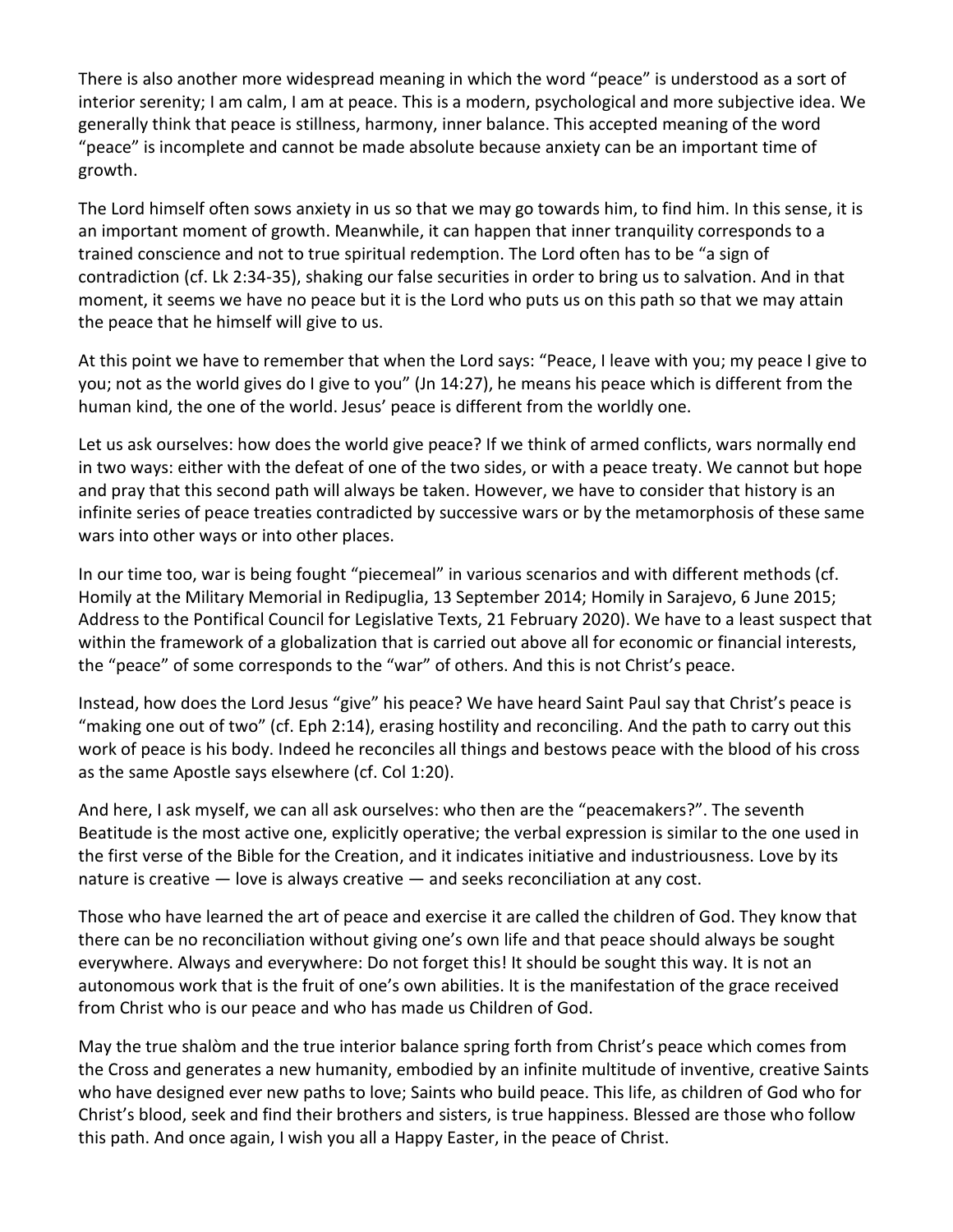There is also another more widespread meaning in which the word "peace" is understood as a sort of interior serenity; I am calm, I am at peace. This is a modern, psychological and more subjective idea. We generally think that peace is stillness, harmony, inner balance. This accepted meaning of the word "peace" is incomplete and cannot be made absolute because anxiety can be an important time of growth.

The Lord himself often sows anxiety in us so that we may go towards him, to find him. In this sense, it is an important moment of growth. Meanwhile, it can happen that inner tranquility corresponds to a trained conscience and not to true spiritual redemption. The Lord often has to be "a sign of contradiction (cf. Lk 2:34-35), shaking our false securities in order to bring us to salvation. And in that moment, it seems we have no peace but it is the Lord who puts us on this path so that we may attain the peace that he himself will give to us.

At this point we have to remember that when the Lord says: "Peace, I leave with you; my peace I give to you; not as the world gives do I give to you" (Jn 14:27), he means his peace which is different from the human kind, the one of the world. Jesus' peace is different from the worldly one.

Let us ask ourselves: how does the world give peace? If we think of armed conflicts, wars normally end in two ways: either with the defeat of one of the two sides, or with a peace treaty. We cannot but hope and pray that this second path will always be taken. However, we have to consider that history is an infinite series of peace treaties contradicted by successive wars or by the metamorphosis of these same wars into other ways or into other places.

In our time too, war is being fought "piecemeal" in various scenarios and with different methods (cf. Homily at the Military Memorial in Redipuglia, 13 September 2014; Homily in Sarajevo, 6 June 2015; Address to the Pontifical Council for Legislative Texts, 21 February 2020). We have to a least suspect that within the framework of a globalization that is carried out above all for economic or financial interests, the "peace" of some corresponds to the "war" of others. And this is not Christ's peace.

Instead, how does the Lord Jesus "give" his peace? We have heard Saint Paul say that Christ's peace is "making one out of two" (cf. Eph 2:14), erasing hostility and reconciling. And the path to carry out this work of peace is his body. Indeed he reconciles all things and bestows peace with the blood of his cross as the same Apostle says elsewhere (cf. Col 1:20).

And here, I ask myself, we can all ask ourselves: who then are the "peacemakers?". The seventh Beatitude is the most active one, explicitly operative; the verbal expression is similar to the one used in the first verse of the Bible for the Creation, and it indicates initiative and industriousness. Love by its nature is creative — love is always creative — and seeks reconciliation at any cost.

Those who have learned the art of peace and exercise it are called the children of God. They know that there can be no reconciliation without giving one's own life and that peace should always be sought everywhere. Always and everywhere: Do not forget this! It should be sought this way. It is not an autonomous work that is the fruit of one's own abilities. It is the manifestation of the grace received from Christ who is our peace and who has made us Children of God.

May the true shalòm and the true interior balance spring forth from Christ's peace which comes from the Cross and generates a new humanity, embodied by an infinite multitude of inventive, creative Saints who have designed ever new paths to love; Saints who build peace. This life, as children of God who for Christ's blood, seek and find their brothers and sisters, is true happiness. Blessed are those who follow this path. And once again, I wish you all a Happy Easter, in the peace of Christ.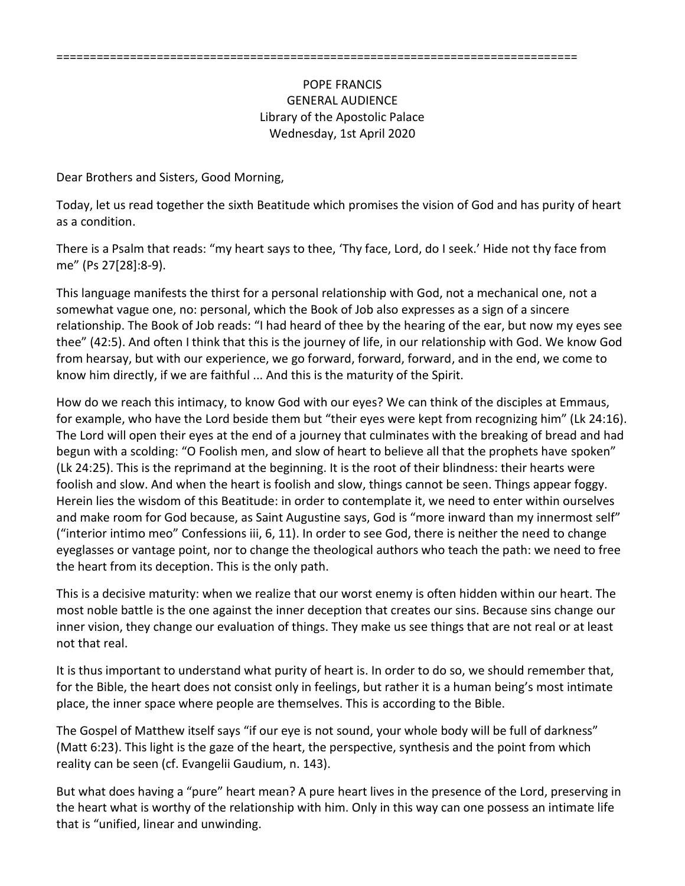===========================================================================

POPE FRANCIS
GENERAL AUDIENCE
Library of the Apostolic Palace
Wednesday, 1st April 2020

Dear Brothers and Sisters, Good Morning,

Today, let us read together the sixth Beatitude which promises the vision of God and has purity of heart as a condition.

There is a Psalm that reads: "my heart says to thee, 'Thy face, Lord, do I seek.' Hide not thy face from me" (Ps 27[28]:8-9).

This language manifests the thirst for a personal relationship with God, not a mechanical one, not a somewhat vague one, no: personal, which the Book of Job also expresses as a sign of a sincere relationship. The Book of Job reads: "I had heard of thee by the hearing of the ear, but now my eyes see thee" (42:5). And often I think that this is the journey of life, in our relationship with God. We know God from hearsay, but with our experience, we go forward, forward, forward, and in the end, we come to know him directly, if we are faithful ... And this is the maturity of the Spirit.

How do we reach this intimacy, to know God with our eyes? We can think of the disciples at Emmaus, for example, who have the Lord beside them but "their eyes were kept from recognizing him" (Lk 24:16). The Lord will open their eyes at the end of a journey that culminates with the breaking of bread and had begun with a scolding: "O Foolish men, and slow of heart to believe all that the prophets have spoken" (Lk 24:25). This is the reprimand at the beginning. It is the root of their blindness: their hearts were foolish and slow. And when the heart is foolish and slow, things cannot be seen. Things appear foggy. Herein lies the wisdom of this Beatitude: in order to contemplate it, we need to enter within ourselves and make room for God because, as Saint Augustine says, God is "more inward than my innermost self" ("interior intimo meo" Confessions iii, 6, 11). In order to see God, there is neither the need to change eyeglasses or vantage point, nor to change the theological authors who teach the path: we need to free the heart from its deception. This is the only path.

This is a decisive maturity: when we realize that our worst enemy is often hidden within our heart. The most noble battle is the one against the inner deception that creates our sins. Because sins change our inner vision, they change our evaluation of things. They make us see things that are not real or at least not that real.

It is thus important to understand what purity of heart is. In order to do so, we should remember that, for the Bible, the heart does not consist only in feelings, but rather it is a human being's most intimate place, the inner space where people are themselves. This is according to the Bible.

The Gospel of Matthew itself says "if our eye is not sound, your whole body will be full of darkness" (Matt 6:23). This light is the gaze of the heart, the perspective, synthesis and the point from which reality can be seen (cf. Evangelii Gaudium, n. 143).

But what does having a "pure" heart mean? A pure heart lives in the presence of the Lord, preserving in the heart what is worthy of the relationship with him. Only in this way can one possess an intimate life that is "unified, linear and unwinding.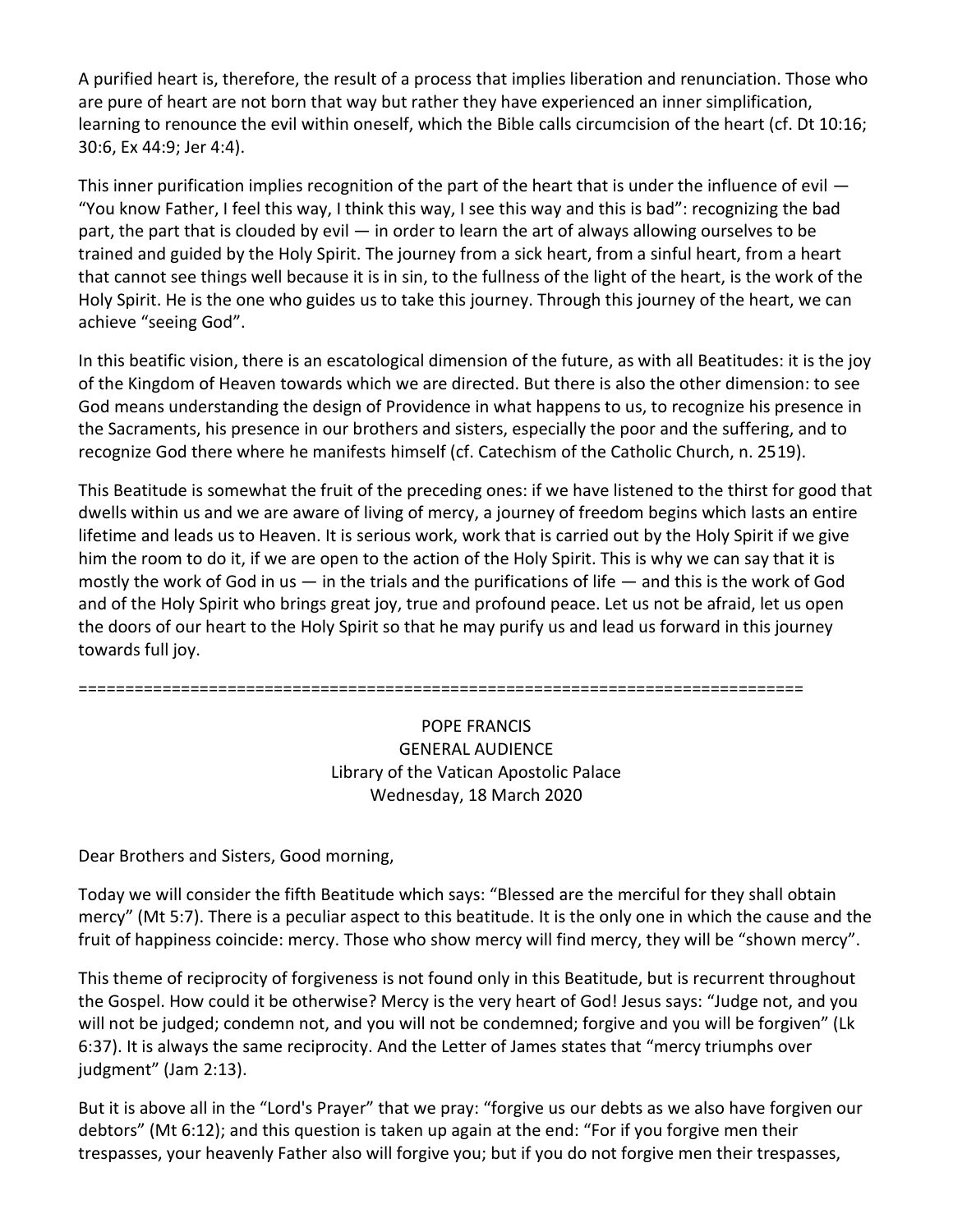A purified heart is, therefore, the result of a process that implies liberation and renunciation. Those who are pure of heart are not born that way but rather they have experienced an inner simplification, learning to renounce the evil within oneself, which the Bible calls circumcision of the heart (cf. Dt 10:16; 30:6, Ex 44:9; Jer 4:4).

This inner purification implies recognition of the part of the heart that is under the influence of evil — "You know Father, I feel this way, I think this way, I see this way and this is bad": recognizing the bad part, the part that is clouded by evil — in order to learn the art of always allowing ourselves to be trained and guided by the Holy Spirit. The journey from a sick heart, from a sinful heart, from a heart that cannot see things well because it is in sin, to the fullness of the light of the heart, is the work of the Holy Spirit. He is the one who guides us to take this journey. Through this journey of the heart, we can achieve "seeing God".

In this beatific vision, there is an escatological dimension of the future, as with all Beatitudes: it is the joy of the Kingdom of Heaven towards which we are directed. But there is also the other dimension: to see God means understanding the design of Providence in what happens to us, to recognize his presence in the Sacraments, his presence in our brothers and sisters, especially the poor and the suffering, and to recognize God there where he manifests himself (cf. Catechism of the Catholic Church, n. 2519).

This Beatitude is somewhat the fruit of the preceding ones: if we have listened to the thirst for good that dwells within us and we are aware of living of mercy, a journey of freedom begins which lasts an entire lifetime and leads us to Heaven. It is serious work, work that is carried out by the Holy Spirit if we give him the room to do it, if we are open to the action of the Holy Spirit. This is why we can say that it is mostly the work of God in us — in the trials and the purifications of life — and this is the work of God and of the Holy Spirit who brings great joy, true and profound peace. Let us not be afraid, let us open the doors of our heart to the Holy Spirit so that he may purify us and lead us forward in this journey towards full joy.

==============================================================================

POPE FRANCIS
GENERAL AUDIENCE
Library of the Vatican Apostolic Palace
Wednesday, 18 March 2020

Dear Brothers and Sisters, Good morning,

Today we will consider the fifth Beatitude which says: "Blessed are the merciful for they shall obtain mercy" (Mt 5:7). There is a peculiar aspect to this beatitude. It is the only one in which the cause and the fruit of happiness coincide: mercy. Those who show mercy will find mercy, they will be "shown mercy".

This theme of reciprocity of forgiveness is not found only in this Beatitude, but is recurrent throughout the Gospel. How could it be otherwise? Mercy is the very heart of God! Jesus says: "Judge not, and you will not be judged; condemn not, and you will not be condemned; forgive and you will be forgiven" (Lk 6:37). It is always the same reciprocity. And the Letter of James states that "mercy triumphs over judgment" (Jam 2:13).

But it is above all in the "Lord's Prayer" that we pray: "forgive us our debts as we also have forgiven our debtors" (Mt 6:12); and this question is taken up again at the end: "For if you forgive men their trespasses, your heavenly Father also will forgive you; but if you do not forgive men their trespasses,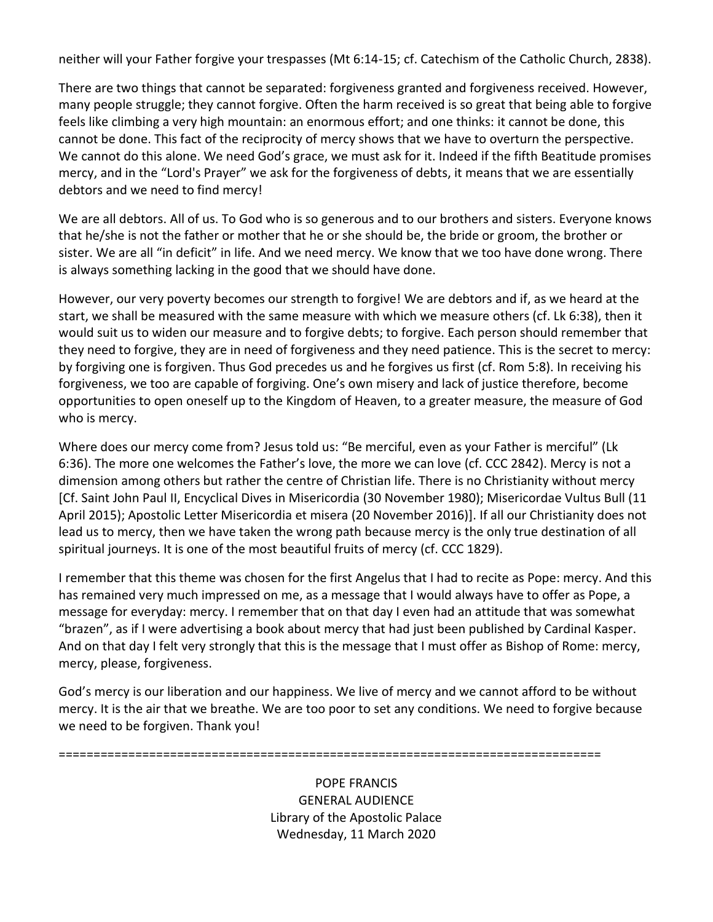neither will your Father forgive your trespasses (Mt 6:14-15; cf. Catechism of the Catholic Church, 2838).

There are two things that cannot be separated: forgiveness granted and forgiveness received. However, many people struggle; they cannot forgive. Often the harm received is so great that being able to forgive feels like climbing a very high mountain: an enormous effort; and one thinks: it cannot be done, this cannot be done. This fact of the reciprocity of mercy shows that we have to overturn the perspective. We cannot do this alone. We need God's grace, we must ask for it. Indeed if the fifth Beatitude promises mercy, and in the "Lord's Prayer" we ask for the forgiveness of debts, it means that we are essentially debtors and we need to find mercy!

We are all debtors. All of us. To God who is so generous and to our brothers and sisters. Everyone knows that he/she is not the father or mother that he or she should be, the bride or groom, the brother or sister. We are all "in deficit" in life. And we need mercy. We know that we too have done wrong. There is always something lacking in the good that we should have done.

However, our very poverty becomes our strength to forgive! We are debtors and if, as we heard at the start, we shall be measured with the same measure with which we measure others (cf. Lk 6:38), then it would suit us to widen our measure and to forgive debts; to forgive. Each person should remember that they need to forgive, they are in need of forgiveness and they need patience. This is the secret to mercy: by forgiving one is forgiven. Thus God precedes us and he forgives us first (cf. Rom 5:8). In receiving his forgiveness, we too are capable of forgiving. One's own misery and lack of justice therefore, become opportunities to open oneself up to the Kingdom of Heaven, to a greater measure, the measure of God who is mercy.

Where does our mercy come from? Jesus told us: "Be merciful, even as your Father is merciful" (Lk 6:36). The more one welcomes the Father's love, the more we can love (cf. CCC 2842). Mercy is not a dimension among others but rather the centre of Christian life. There is no Christianity without mercy [Cf. Saint John Paul II, Encyclical Dives in Misericordia (30 November 1980); Misericordae Vultus Bull (11 April 2015); Apostolic Letter Misericordia et misera (20 November 2016)]. If all our Christianity does not lead us to mercy, then we have taken the wrong path because mercy is the only true destination of all spiritual journeys. It is one of the most beautiful fruits of mercy (cf. CCC 1829).

I remember that this theme was chosen for the first Angelus that I had to recite as Pope: mercy. And this has remained very much impressed on me, as a message that I would always have to offer as Pope, a message for everyday: mercy. I remember that on that day I even had an attitude that was somewhat "brazen", as if I were advertising a book about mercy that had just been published by Cardinal Kasper. And on that day I felt very strongly that this is the message that I must offer as Bishop of Rome: mercy, mercy, please, forgiveness.

God's mercy is our liberation and our happiness. We live of mercy and we cannot afford to be without mercy. It is the air that we breathe. We are too poor to set any conditions. We need to forgive because we need to be forgiven. Thank you!

==============================================================================

POPE FRANCIS
GENERAL AUDIENCE
Library of the Apostolic Palace
Wednesday, 11 March 2020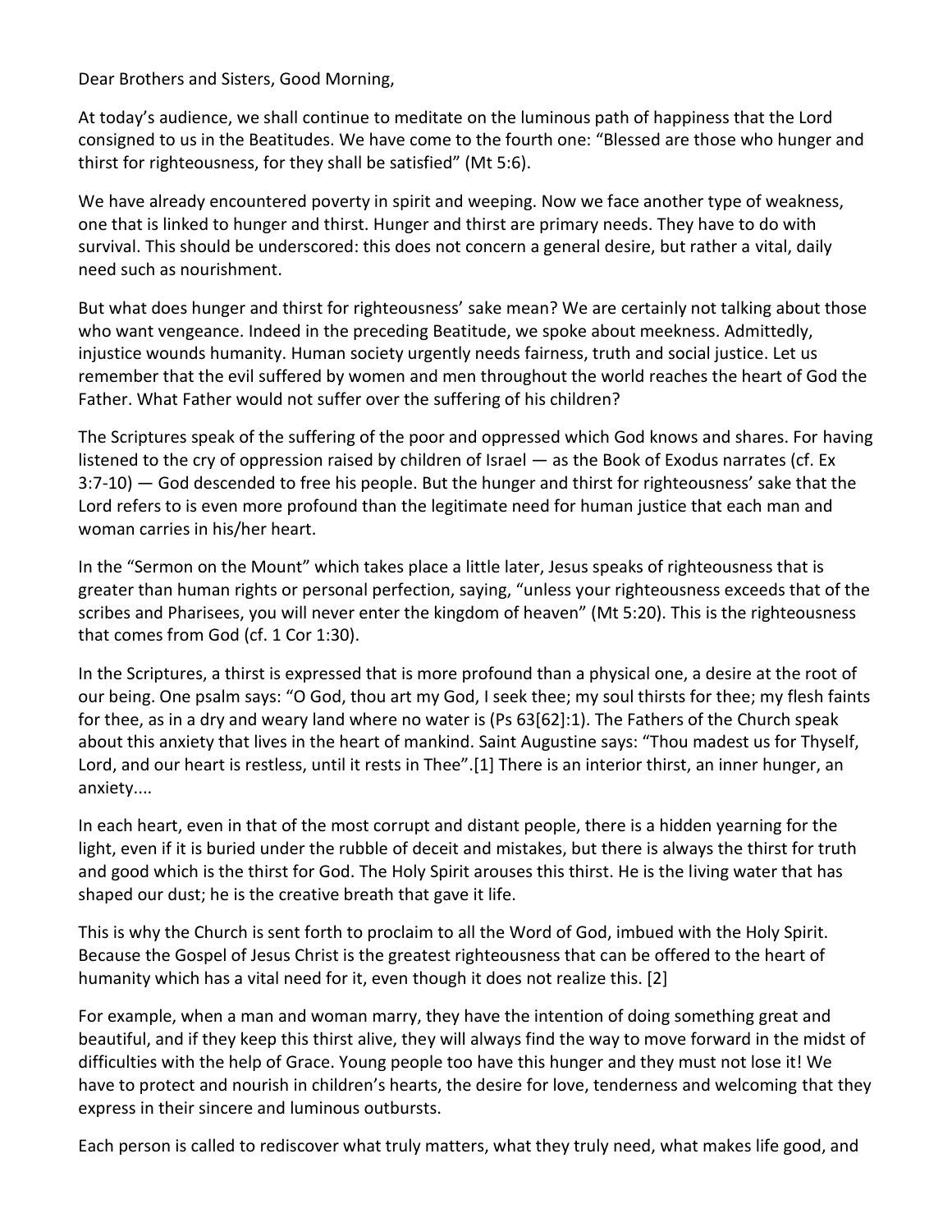Dear Brothers and Sisters, Good Morning,

At today's audience, we shall continue to meditate on the luminous path of happiness that the Lord consigned to us in the Beatitudes. We have come to the fourth one: "Blessed are those who hunger and thirst for righteousness, for they shall be satisfied" (Mt 5:6).

We have already encountered poverty in spirit and weeping. Now we face another type of weakness, one that is linked to hunger and thirst. Hunger and thirst are primary needs. They have to do with survival. This should be underscored: this does not concern a general desire, but rather a vital, daily need such as nourishment.

But what does hunger and thirst for righteousness' sake mean? We are certainly not talking about those who want vengeance. Indeed in the preceding Beatitude, we spoke about meekness. Admittedly, injustice wounds humanity. Human society urgently needs fairness, truth and social justice. Let us remember that the evil suffered by women and men throughout the world reaches the heart of God the Father. What Father would not suffer over the suffering of his children?

The Scriptures speak of the suffering of the poor and oppressed which God knows and shares. For having listened to the cry of oppression raised by children of Israel — as the Book of Exodus narrates (cf. Ex 3:7-10) — God descended to free his people. But the hunger and thirst for righteousness' sake that the Lord refers to is even more profound than the legitimate need for human justice that each man and woman carries in his/her heart.

In the "Sermon on the Mount" which takes place a little later, Jesus speaks of righteousness that is greater than human rights or personal perfection, saying, "unless your righteousness exceeds that of the scribes and Pharisees, you will never enter the kingdom of heaven" (Mt 5:20). This is the righteousness that comes from God (cf. 1 Cor 1:30).

In the Scriptures, a thirst is expressed that is more profound than a physical one, a desire at the root of our being. One psalm says: "O God, thou art my God, I seek thee; my soul thirsts for thee; my flesh faints for thee, as in a dry and weary land where no water is (Ps 63[62]:1). The Fathers of the Church speak about this anxiety that lives in the heart of mankind. Saint Augustine says: "Thou madest us for Thyself, Lord, and our heart is restless, until it rests in Thee".[1] There is an interior thirst, an inner hunger, an anxiety....

In each heart, even in that of the most corrupt and distant people, there is a hidden yearning for the light, even if it is buried under the rubble of deceit and mistakes, but there is always the thirst for truth and good which is the thirst for God. The Holy Spirit arouses this thirst. He is the living water that has shaped our dust; he is the creative breath that gave it life.

This is why the Church is sent forth to proclaim to all the Word of God, imbued with the Holy Spirit. Because the Gospel of Jesus Christ is the greatest righteousness that can be offered to the heart of humanity which has a vital need for it, even though it does not realize this. [2]

For example, when a man and woman marry, they have the intention of doing something great and beautiful, and if they keep this thirst alive, they will always find the way to move forward in the midst of difficulties with the help of Grace. Young people too have this hunger and they must not lose it! We have to protect and nourish in children's hearts, the desire for love, tenderness and welcoming that they express in their sincere and luminous outbursts.

Each person is called to rediscover what truly matters, what they truly need, what makes life good, and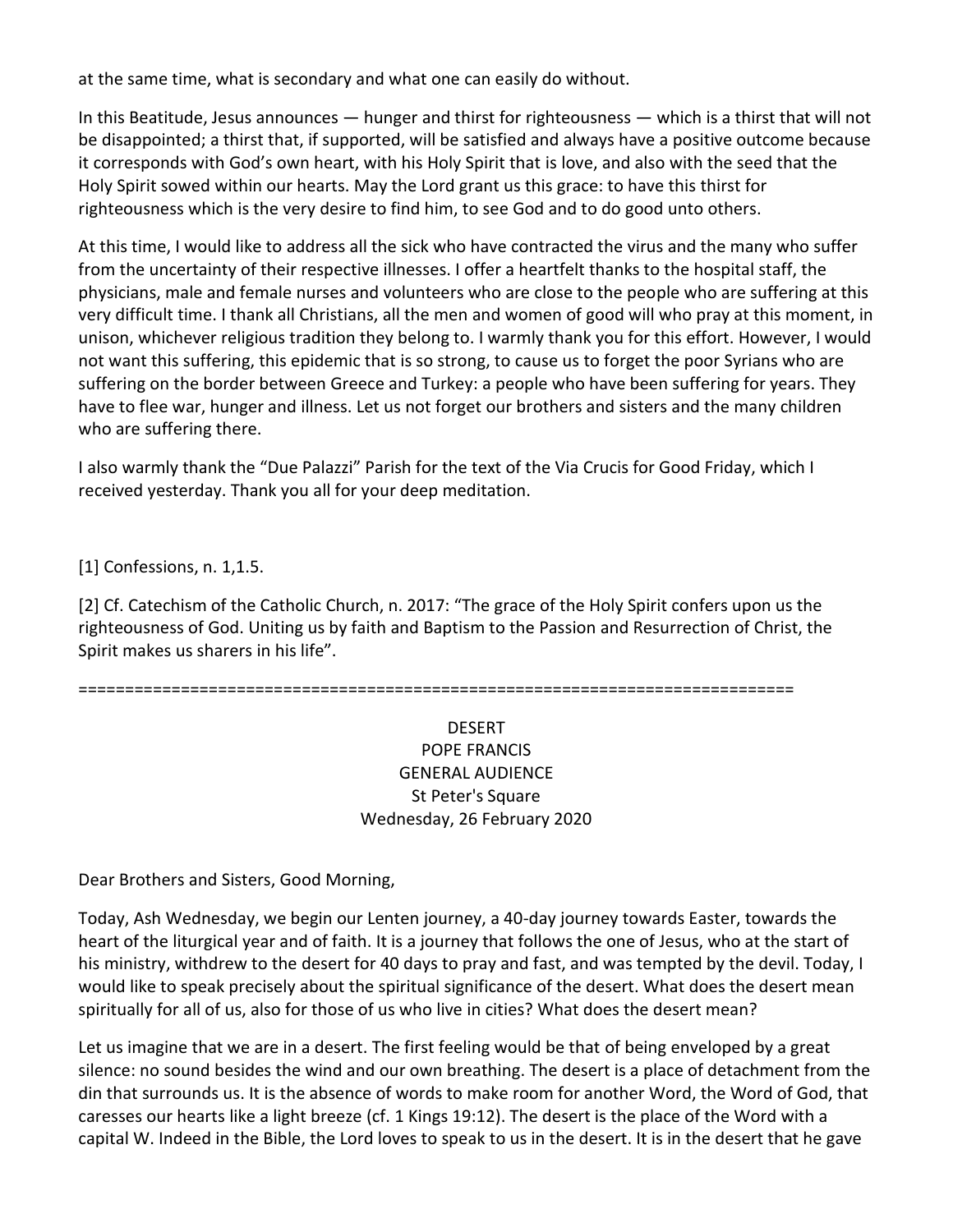at the same time, what is secondary and what one can easily do without.

In this Beatitude, Jesus announces — hunger and thirst for righteousness — which is a thirst that will not be disappointed; a thirst that, if supported, will be satisfied and always have a positive outcome because it corresponds with God's own heart, with his Holy Spirit that is love, and also with the seed that the Holy Spirit sowed within our hearts. May the Lord grant us this grace: to have this thirst for righteousness which is the very desire to find him, to see God and to do good unto others.

At this time, I would like to address all the sick who have contracted the virus and the many who suffer from the uncertainty of their respective illnesses. I offer a heartfelt thanks to the hospital staff, the physicians, male and female nurses and volunteers who are close to the people who are suffering at this very difficult time. I thank all Christians, all the men and women of good will who pray at this moment, in unison, whichever religious tradition they belong to. I warmly thank you for this effort. However, I would not want this suffering, this epidemic that is so strong, to cause us to forget the poor Syrians who are suffering on the border between Greece and Turkey: a people who have been suffering for years. They have to flee war, hunger and illness. Let us not forget our brothers and sisters and the many children who are suffering there.

I also warmly thank the "Due Palazzi" Parish for the text of the Via Crucis for Good Friday, which I received yesterday. Thank you all for your deep meditation.

[1] Confessions, n. 1,1.5.

[2] Cf. Catechism of the Catholic Church, n. 2017: "The grace of the Holy Spirit confers upon us the righteousness of God. Uniting us by faith and Baptism to the Passion and Resurrection of Christ, the Spirit makes us sharers in his life".

==============================================================================

## DESERT
## POPE FRANCIS
## GENERAL AUDIENCE
St Peter's Square
Wednesday, 26 February 2020

Dear Brothers and Sisters, Good Morning,

Today, Ash Wednesday, we begin our Lenten journey, a 40-day journey towards Easter, towards the heart of the liturgical year and of faith. It is a journey that follows the one of Jesus, who at the start of his ministry, withdrew to the desert for 40 days to pray and fast, and was tempted by the devil. Today, I would like to speak precisely about the spiritual significance of the desert. What does the desert mean spiritually for all of us, also for those of us who live in cities? What does the desert mean?

Let us imagine that we are in a desert. The first feeling would be that of being enveloped by a great silence: no sound besides the wind and our own breathing. The desert is a place of detachment from the din that surrounds us. It is the absence of words to make room for another Word, the Word of God, that caresses our hearts like a light breeze (cf. 1 Kings 19:12). The desert is the place of the Word with a capital W. Indeed in the Bible, the Lord loves to speak to us in the desert. It is in the desert that he gave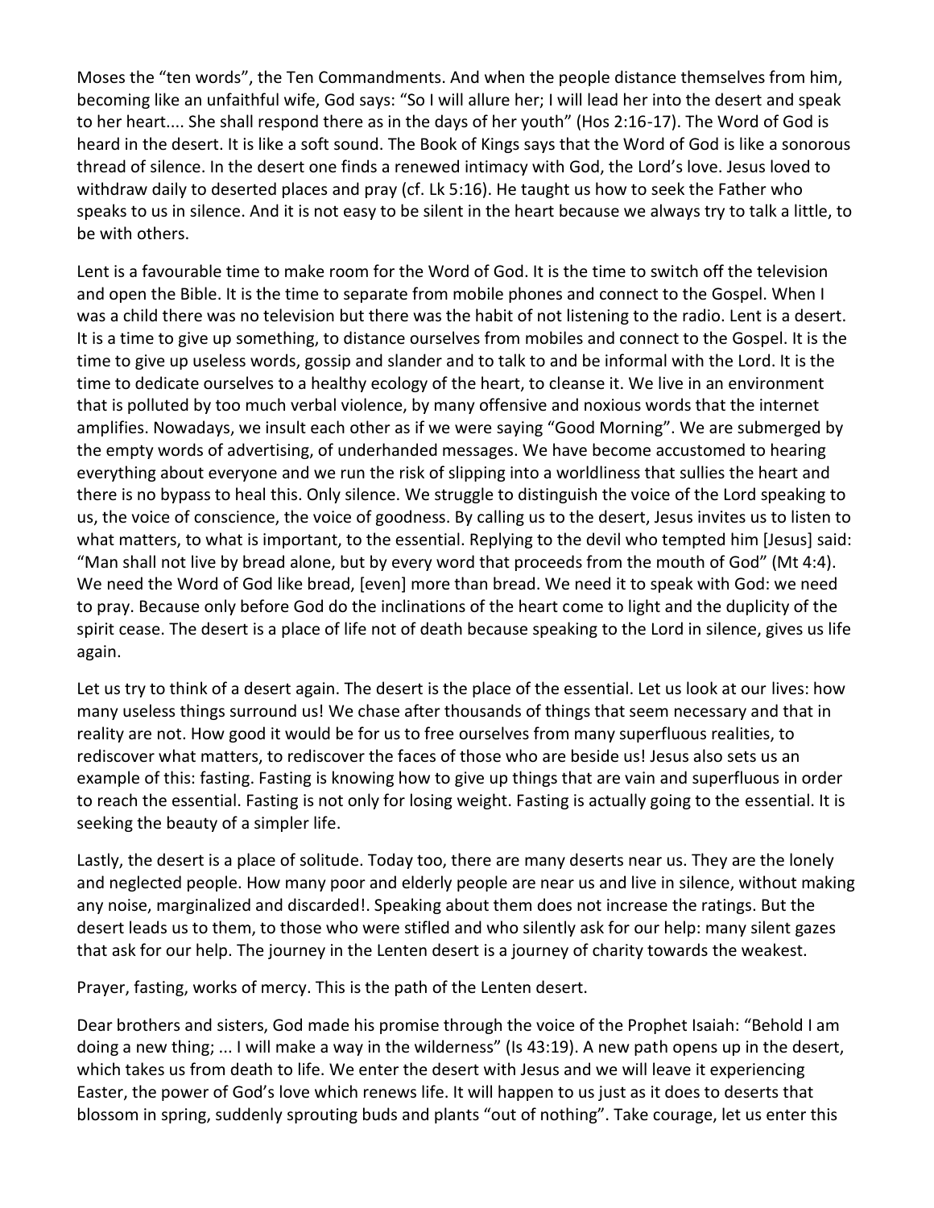Moses the "ten words", the Ten Commandments. And when the people distance themselves from him, becoming like an unfaithful wife, God says: "So I will allure her; I will lead her into the desert and speak to her heart.... She shall respond there as in the days of her youth" (Hos 2:16-17). The Word of God is heard in the desert. It is like a soft sound. The Book of Kings says that the Word of God is like a sonorous thread of silence. In the desert one finds a renewed intimacy with God, the Lord's love. Jesus loved to withdraw daily to deserted places and pray (cf. Lk 5:16). He taught us how to seek the Father who speaks to us in silence. And it is not easy to be silent in the heart because we always try to talk a little, to be with others.

Lent is a favourable time to make room for the Word of God. It is the time to switch off the television and open the Bible. It is the time to separate from mobile phones and connect to the Gospel. When I was a child there was no television but there was the habit of not listening to the radio. Lent is a desert. It is a time to give up something, to distance ourselves from mobiles and connect to the Gospel. It is the time to give up useless words, gossip and slander and to talk to and be informal with the Lord. It is the time to dedicate ourselves to a healthy ecology of the heart, to cleanse it. We live in an environment that is polluted by too much verbal violence, by many offensive and noxious words that the internet amplifies. Nowadays, we insult each other as if we were saying "Good Morning". We are submerged by the empty words of advertising, of underhanded messages. We have become accustomed to hearing everything about everyone and we run the risk of slipping into a worldliness that sullies the heart and there is no bypass to heal this. Only silence. We struggle to distinguish the voice of the Lord speaking to us, the voice of conscience, the voice of goodness. By calling us to the desert, Jesus invites us to listen to what matters, to what is important, to the essential. Replying to the devil who tempted him [Jesus] said: "Man shall not live by bread alone, but by every word that proceeds from the mouth of God" (Mt 4:4). We need the Word of God like bread, [even] more than bread. We need it to speak with God: we need to pray. Because only before God do the inclinations of the heart come to light and the duplicity of the spirit cease. The desert is a place of life not of death because speaking to the Lord in silence, gives us life again.

Let us try to think of a desert again. The desert is the place of the essential. Let us look at our lives: how many useless things surround us! We chase after thousands of things that seem necessary and that in reality are not. How good it would be for us to free ourselves from many superfluous realities, to rediscover what matters, to rediscover the faces of those who are beside us! Jesus also sets us an example of this: fasting. Fasting is knowing how to give up things that are vain and superfluous in order to reach the essential. Fasting is not only for losing weight. Fasting is actually going to the essential. It is seeking the beauty of a simpler life.

Lastly, the desert is a place of solitude. Today too, there are many deserts near us. They are the lonely and neglected people. How many poor and elderly people are near us and live in silence, without making any noise, marginalized and discarded!. Speaking about them does not increase the ratings. But the desert leads us to them, to those who were stifled and who silently ask for our help: many silent gazes that ask for our help. The journey in the Lenten desert is a journey of charity towards the weakest.

Prayer, fasting, works of mercy. This is the path of the Lenten desert.

Dear brothers and sisters, God made his promise through the voice of the Prophet Isaiah: "Behold I am doing a new thing; ... I will make a way in the wilderness" (Is 43:19). A new path opens up in the desert, which takes us from death to life. We enter the desert with Jesus and we will leave it experiencing Easter, the power of God's love which renews life. It will happen to us just as it does to deserts that blossom in spring, suddenly sprouting buds and plants "out of nothing". Take courage, let us enter this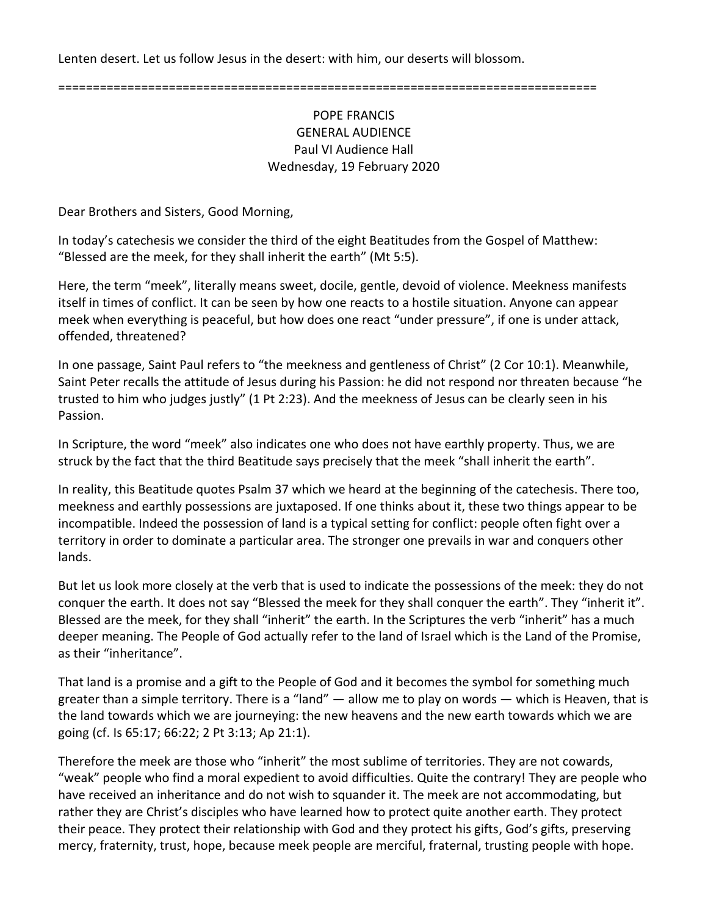Lenten desert. Let us follow Jesus in the desert: with him, our deserts will blossom.

==============================================================================

POPE FRANCIS
GENERAL AUDIENCE
Paul VI Audience Hall
Wednesday, 19 February 2020

Dear Brothers and Sisters, Good Morning,

In today's catechesis we consider the third of the eight Beatitudes from the Gospel of Matthew: "Blessed are the meek, for they shall inherit the earth" (Mt 5:5).

Here, the term "meek", literally means sweet, docile, gentle, devoid of violence. Meekness manifests itself in times of conflict. It can be seen by how one reacts to a hostile situation. Anyone can appear meek when everything is peaceful, but how does one react "under pressure", if one is under attack, offended, threatened?

In one passage, Saint Paul refers to "the meekness and gentleness of Christ" (2 Cor 10:1). Meanwhile, Saint Peter recalls the attitude of Jesus during his Passion: he did not respond nor threaten because "he trusted to him who judges justly" (1 Pt 2:23). And the meekness of Jesus can be clearly seen in his Passion.

In Scripture, the word "meek" also indicates one who does not have earthly property. Thus, we are struck by the fact that the third Beatitude says precisely that the meek "shall inherit the earth".

In reality, this Beatitude quotes Psalm 37 which we heard at the beginning of the catechesis. There too, meekness and earthly possessions are juxtaposed. If one thinks about it, these two things appear to be incompatible. Indeed the possession of land is a typical setting for conflict: people often fight over a territory in order to dominate a particular area. The stronger one prevails in war and conquers other lands.

But let us look more closely at the verb that is used to indicate the possessions of the meek: they do not conquer the earth. It does not say "Blessed the meek for they shall conquer the earth". They "inherit it". Blessed are the meek, for they shall "inherit" the earth. In the Scriptures the verb "inherit" has a much deeper meaning. The People of God actually refer to the land of Israel which is the Land of the Promise, as their "inheritance".

That land is a promise and a gift to the People of God and it becomes the symbol for something much greater than a simple territory. There is a "land" — allow me to play on words — which is Heaven, that is the land towards which we are journeying: the new heavens and the new earth towards which we are going (cf. Is 65:17; 66:22; 2 Pt 3:13; Ap 21:1).

Therefore the meek are those who "inherit" the most sublime of territories. They are not cowards, "weak" people who find a moral expedient to avoid difficulties. Quite the contrary! They are people who have received an inheritance and do not wish to squander it. The meek are not accommodating, but rather they are Christ's disciples who have learned how to protect quite another earth. They protect their peace. They protect their relationship with God and they protect his gifts, God's gifts, preserving mercy, fraternity, trust, hope, because meek people are merciful, fraternal, trusting people with hope.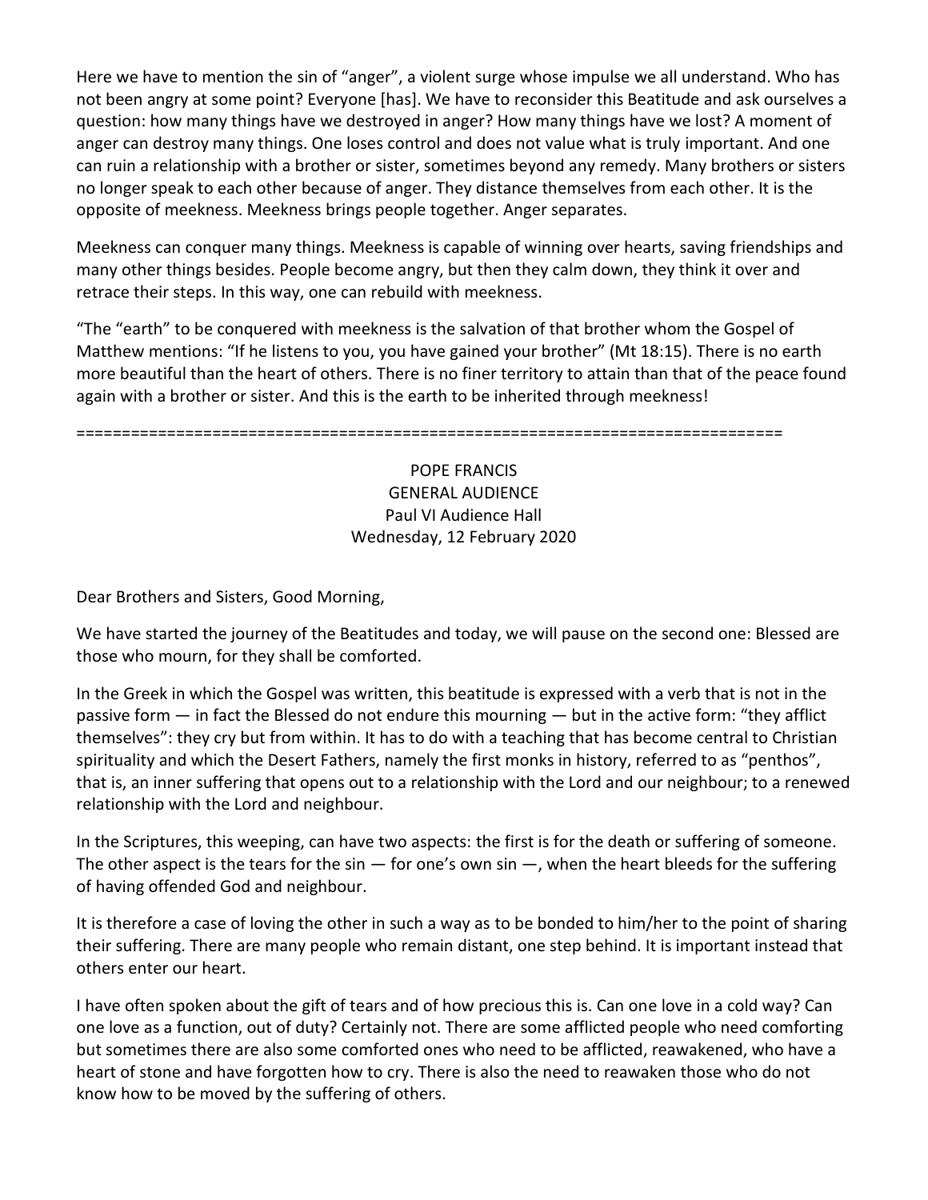Here we have to mention the sin of “anger”, a violent surge whose impulse we all understand. Who has not been angry at some point? Everyone [has]. We have to reconsider this Beatitude and ask ourselves a question: how many things have we destroyed in anger? How many things have we lost? A moment of anger can destroy many things. One loses control and does not value what is truly important. And one can ruin a relationship with a brother or sister, sometimes beyond any remedy. Many brothers or sisters no longer speak to each other because of anger. They distance themselves from each other. It is the opposite of meekness. Meekness brings people together. Anger separates.

Meekness can conquer many things. Meekness is capable of winning over hearts, saving friendships and many other things besides. People become angry, but then they calm down, they think it over and retrace their steps. In this way, one can rebuild with meekness.

“The “earth” to be conquered with meekness is the salvation of that brother whom the Gospel of Matthew mentions: “If he listens to you, you have gained your brother” (Mt 18:15). There is no earth more beautiful than the heart of others. There is no finer territory to attain than that of the peace found again with a brother or sister. And this is the earth to be inherited through meekness!

==============================================================================

POPE FRANCIS
GENERAL AUDIENCE
Paul VI Audience Hall
Wednesday, 12 February 2020

Dear Brothers and Sisters, Good Morning,

We have started the journey of the Beatitudes and today, we will pause on the second one: Blessed are those who mourn, for they shall be comforted.

In the Greek in which the Gospel was written, this beatitude is expressed with a verb that is not in the passive form — in fact the Blessed do not endure this mourning — but in the active form: “they afflict themselves”: they cry but from within. It has to do with a teaching that has become central to Christian spirituality and which the Desert Fathers, namely the first monks in history, referred to as “penthos”, that is, an inner suffering that opens out to a relationship with the Lord and our neighbour; to a renewed relationship with the Lord and neighbour.

In the Scriptures, this weeping, can have two aspects: the first is for the death or suffering of someone. The other aspect is the tears for the sin — for one’s own sin —, when the heart bleeds for the suffering of having offended God and neighbour.

It is therefore a case of loving the other in such a way as to be bonded to him/her to the point of sharing their suffering. There are many people who remain distant, one step behind. It is important instead that others enter our heart.

I have often spoken about the gift of tears and of how precious this is. Can one love in a cold way? Can one love as a function, out of duty? Certainly not. There are some afflicted people who need comforting but sometimes there are also some comforted ones who need to be afflicted, reawakened, who have a heart of stone and have forgotten how to cry. There is also the need to reawaken those who do not know how to be moved by the suffering of others.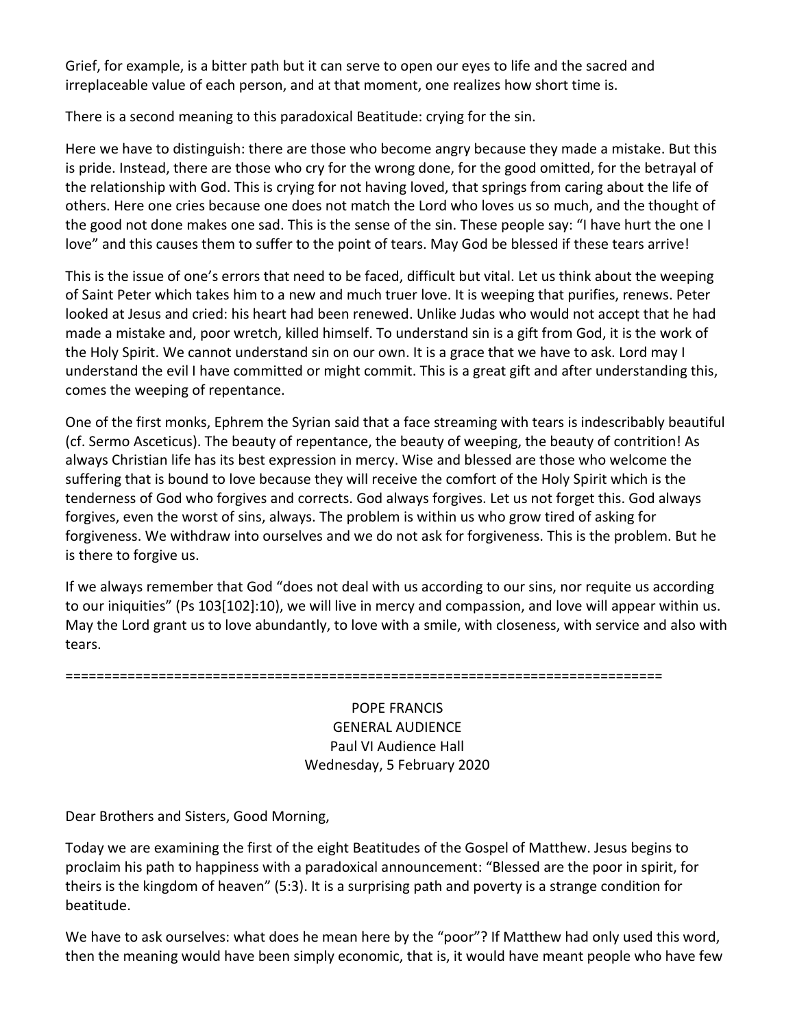Grief, for example, is a bitter path but it can serve to open our eyes to life and the sacred and irreplaceable value of each person, and at that moment, one realizes how short time is.

There is a second meaning to this paradoxical Beatitude: crying for the sin.

Here we have to distinguish: there are those who become angry because they made a mistake. But this is pride. Instead, there are those who cry for the wrong done, for the good omitted, for the betrayal of the relationship with God. This is crying for not having loved, that springs from caring about the life of others. Here one cries because one does not match the Lord who loves us so much, and the thought of the good not done makes one sad. This is the sense of the sin. These people say: "I have hurt the one I love" and this causes them to suffer to the point of tears. May God be blessed if these tears arrive!

This is the issue of one's errors that need to be faced, difficult but vital. Let us think about the weeping of Saint Peter which takes him to a new and much truer love. It is weeping that purifies, renews. Peter looked at Jesus and cried: his heart had been renewed. Unlike Judas who would not accept that he had made a mistake and, poor wretch, killed himself. To understand sin is a gift from God, it is the work of the Holy Spirit. We cannot understand sin on our own. It is a grace that we have to ask. Lord may I understand the evil I have committed or might commit. This is a great gift and after understanding this, comes the weeping of repentance.

One of the first monks, Ephrem the Syrian said that a face streaming with tears is indescribably beautiful (cf. Sermo Asceticus). The beauty of repentance, the beauty of weeping, the beauty of contrition! As always Christian life has its best expression in mercy. Wise and blessed are those who welcome the suffering that is bound to love because they will receive the comfort of the Holy Spirit which is the tenderness of God who forgives and corrects. God always forgives. Let us not forget this. God always forgives, even the worst of sins, always. The problem is within us who grow tired of asking for forgiveness. We withdraw into ourselves and we do not ask for forgiveness. This is the problem. But he is there to forgive us.

If we always remember that God "does not deal with us according to our sins, nor requite us according to our iniquities" (Ps 103[102]:10), we will live in mercy and compassion, and love will appear within us. May the Lord grant us to love abundantly, to love with a smile, with closeness, with service and also with tears.

===============================================================================

POPE FRANCIS
GENERAL AUDIENCE
Paul VI Audience Hall
Wednesday, 5 February 2020

Dear Brothers and Sisters, Good Morning,

Today we are examining the first of the eight Beatitudes of the Gospel of Matthew. Jesus begins to proclaim his path to happiness with a paradoxical announcement: "Blessed are the poor in spirit, for theirs is the kingdom of heaven" (5:3). It is a surprising path and poverty is a strange condition for beatitude.

We have to ask ourselves: what does he mean here by the "poor"? If Matthew had only used this word, then the meaning would have been simply economic, that is, it would have meant people who have few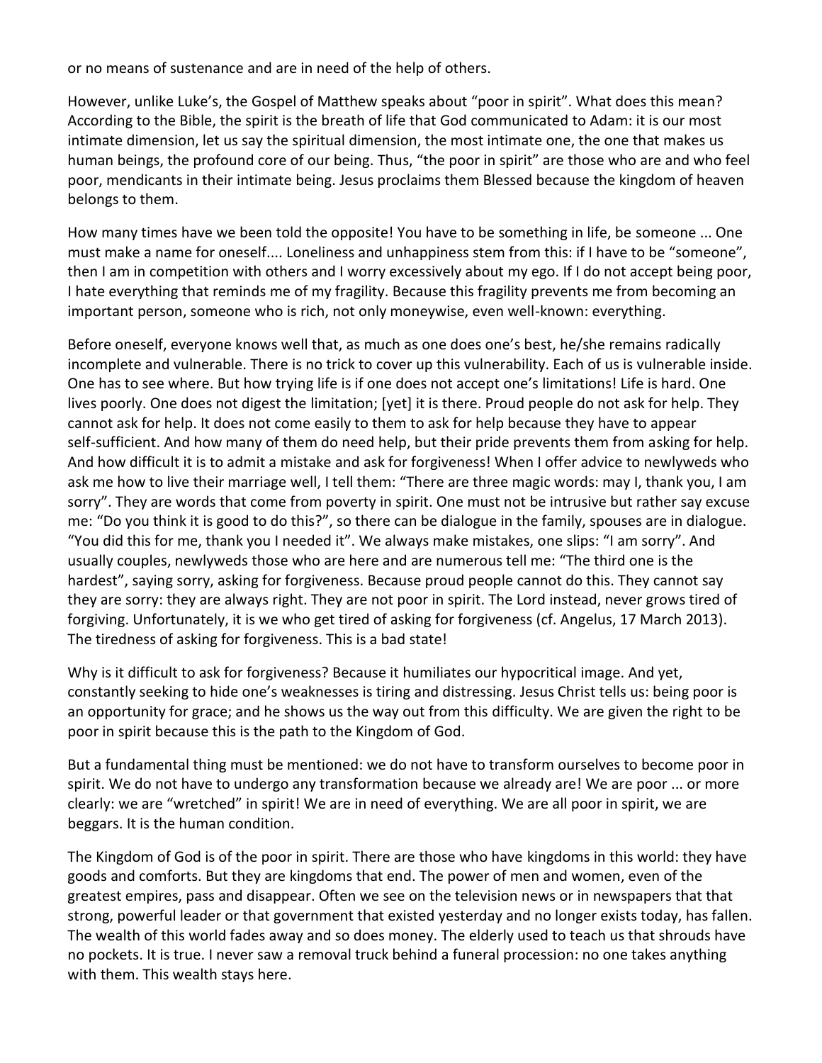or no means of sustenance and are in need of the help of others.

However, unlike Luke's, the Gospel of Matthew speaks about "poor in spirit". What does this mean? According to the Bible, the spirit is the breath of life that God communicated to Adam: it is our most intimate dimension, let us say the spiritual dimension, the most intimate one, the one that makes us human beings, the profound core of our being. Thus, "the poor in spirit" are those who are and who feel poor, mendicants in their intimate being. Jesus proclaims them Blessed because the kingdom of heaven belongs to them.

How many times have we been told the opposite! You have to be something in life, be someone ... One must make a name for oneself.... Loneliness and unhappiness stem from this: if I have to be "someone", then I am in competition with others and I worry excessively about my ego. If I do not accept being poor, I hate everything that reminds me of my fragility. Because this fragility prevents me from becoming an important person, someone who is rich, not only moneywise, even well-known: everything.

Before oneself, everyone knows well that, as much as one does one's best, he/she remains radically incomplete and vulnerable. There is no trick to cover up this vulnerability. Each of us is vulnerable inside. One has to see where. But how trying life is if one does not accept one's limitations! Life is hard. One lives poorly. One does not digest the limitation; [yet] it is there. Proud people do not ask for help. They cannot ask for help. It does not come easily to them to ask for help because they have to appear self-sufficient. And how many of them do need help, but their pride prevents them from asking for help. And how difficult it is to admit a mistake and ask for forgiveness! When I offer advice to newlyweds who ask me how to live their marriage well, I tell them: "There are three magic words: may I, thank you, I am sorry". They are words that come from poverty in spirit. One must not be intrusive but rather say excuse me: "Do you think it is good to do this?", so there can be dialogue in the family, spouses are in dialogue. "You did this for me, thank you I needed it". We always make mistakes, one slips: "I am sorry". And usually couples, newlyweds those who are here and are numerous tell me: "The third one is the hardest", saying sorry, asking for forgiveness. Because proud people cannot do this. They cannot say they are sorry: they are always right. They are not poor in spirit. The Lord instead, never grows tired of forgiving. Unfortunately, it is we who get tired of asking for forgiveness (cf. Angelus, 17 March 2013). The tiredness of asking for forgiveness. This is a bad state!

Why is it difficult to ask for forgiveness? Because it humiliates our hypocritical image. And yet, constantly seeking to hide one's weaknesses is tiring and distressing. Jesus Christ tells us: being poor is an opportunity for grace; and he shows us the way out from this difficulty. We are given the right to be poor in spirit because this is the path to the Kingdom of God.

But a fundamental thing must be mentioned: we do not have to transform ourselves to become poor in spirit. We do not have to undergo any transformation because we already are! We are poor ... or more clearly: we are "wretched" in spirit! We are in need of everything. We are all poor in spirit, we are beggars. It is the human condition.

The Kingdom of God is of the poor in spirit. There are those who have kingdoms in this world: they have goods and comforts. But they are kingdoms that end. The power of men and women, even of the greatest empires, pass and disappear. Often we see on the television news or in newspapers that that strong, powerful leader or that government that existed yesterday and no longer exists today, has fallen. The wealth of this world fades away and so does money. The elderly used to teach us that shrouds have no pockets. It is true. I never saw a removal truck behind a funeral procession: no one takes anything with them. This wealth stays here.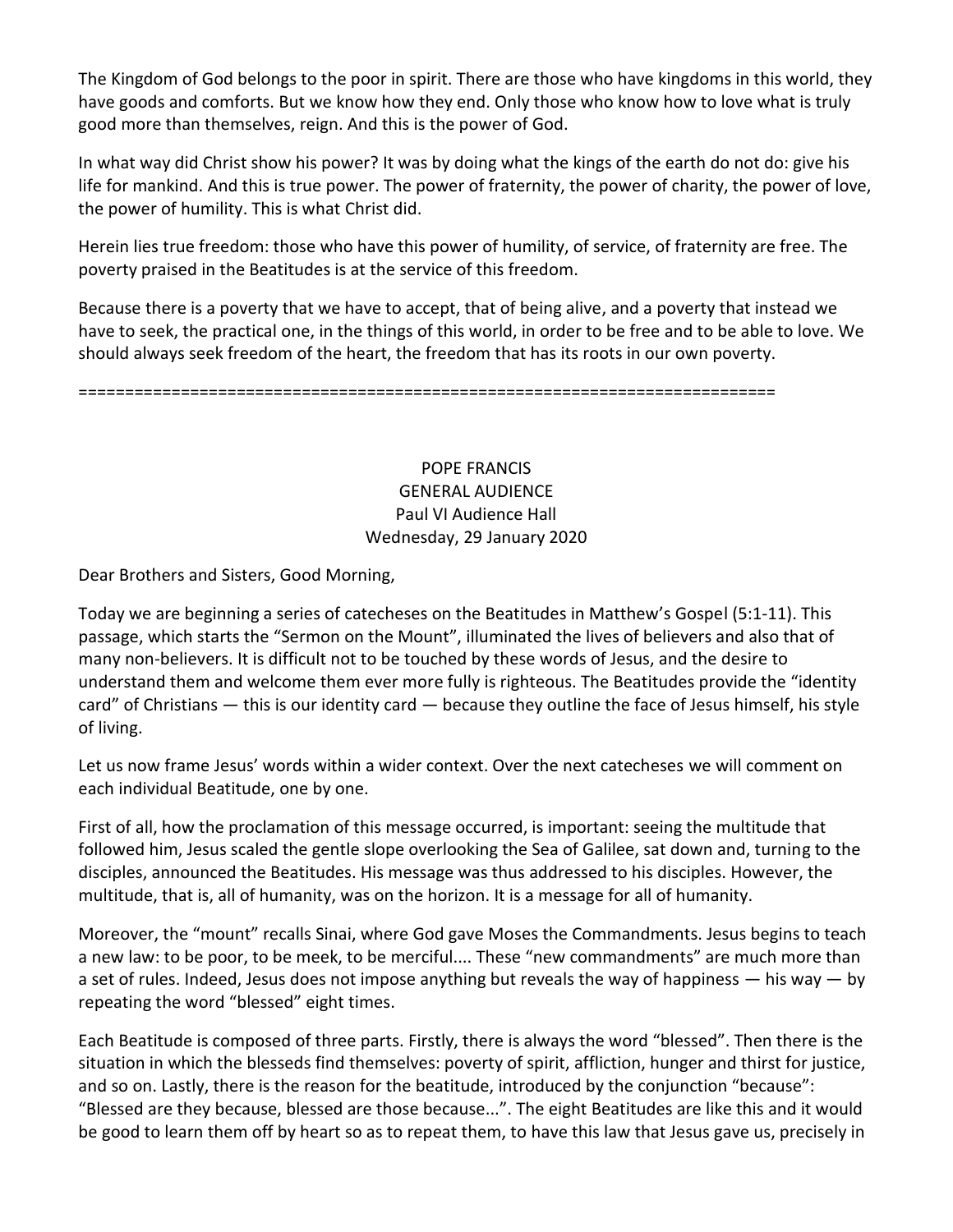The Kingdom of God belongs to the poor in spirit. There are those who have kingdoms in this world, they have goods and comforts. But we know how they end. Only those who know how to love what is truly good more than themselves, reign. And this is the power of God.

In what way did Christ show his power? It was by doing what the kings of the earth do not do: give his life for mankind. And this is true power. The power of fraternity, the power of charity, the power of love, the power of humility. This is what Christ did.

Herein lies true freedom: those who have this power of humility, of service, of fraternity are free. The poverty praised in the Beatitudes is at the service of this freedom.

Because there is a poverty that we have to accept, that of being alive, and a poverty that instead we have to seek, the practical one, in the things of this world, in order to be free and to be able to love. We should always seek freedom of the heart, the freedom that has its roots in our own poverty.

==========================================================================

POPE FRANCIS
GENERAL AUDIENCE
Paul VI Audience Hall
Wednesday, 29 January 2020

Dear Brothers and Sisters, Good Morning,

Today we are beginning a series of catecheses on the Beatitudes in Matthew's Gospel (5:1-11). This passage, which starts the "Sermon on the Mount", illuminated the lives of believers and also that of many non-believers. It is difficult not to be touched by these words of Jesus, and the desire to understand them and welcome them ever more fully is righteous. The Beatitudes provide the "identity card" of Christians — this is our identity card — because they outline the face of Jesus himself, his style of living.

Let us now frame Jesus' words within a wider context. Over the next catecheses we will comment on each individual Beatitude, one by one.

First of all, how the proclamation of this message occurred, is important: seeing the multitude that followed him, Jesus scaled the gentle slope overlooking the Sea of Galilee, sat down and, turning to the disciples, announced the Beatitudes. His message was thus addressed to his disciples. However, the multitude, that is, all of humanity, was on the horizon. It is a message for all of humanity.

Moreover, the "mount" recalls Sinai, where God gave Moses the Commandments. Jesus begins to teach a new law: to be poor, to be meek, to be merciful.... These "new commandments" are much more than a set of rules. Indeed, Jesus does not impose anything but reveals the way of happiness — his way — by repeating the word "blessed" eight times.

Each Beatitude is composed of three parts. Firstly, there is always the word "blessed". Then there is the situation in which the blesseds find themselves: poverty of spirit, affliction, hunger and thirst for justice, and so on. Lastly, there is the reason for the beatitude, introduced by the conjunction "because": "Blessed are they because, blessed are those because...". The eight Beatitudes are like this and it would be good to learn them off by heart so as to repeat them, to have this law that Jesus gave us, precisely in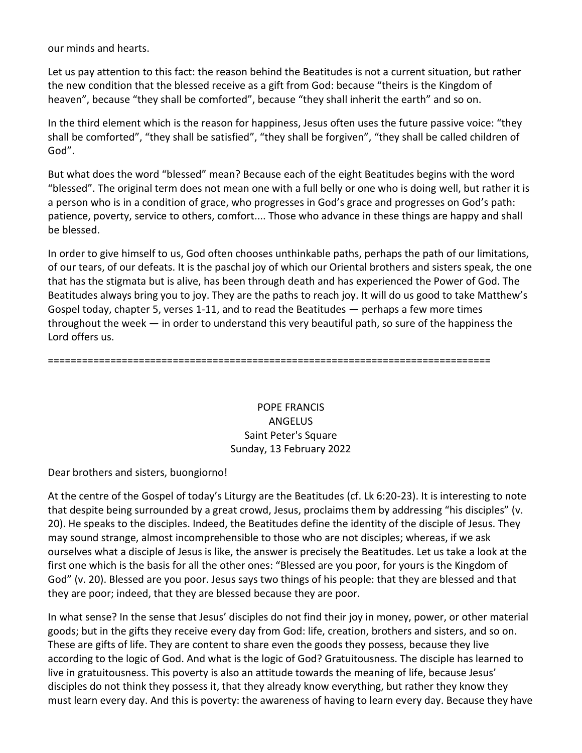our minds and hearts.

Let us pay attention to this fact: the reason behind the Beatitudes is not a current situation, but rather the new condition that the blessed receive as a gift from God: because "theirs is the Kingdom of heaven", because "they shall be comforted", because "they shall inherit the earth" and so on.

In the third element which is the reason for happiness, Jesus often uses the future passive voice: "they shall be comforted", "they shall be satisfied", "they shall be forgiven", "they shall be called children of God".

But what does the word "blessed" mean? Because each of the eight Beatitudes begins with the word "blessed". The original term does not mean one with a full belly or one who is doing well, but rather it is a person who is in a condition of grace, who progresses in God's grace and progresses on God's path: patience, poverty, service to others, comfort.... Those who advance in these things are happy and shall be blessed.

In order to give himself to us, God often chooses unthinkable paths, perhaps the path of our limitations, of our tears, of our defeats. It is the paschal joy of which our Oriental brothers and sisters speak, the one that has the stigmata but is alive, has been through death and has experienced the Power of God. The Beatitudes always bring you to joy. They are the paths to reach joy. It will do us good to take Matthew's Gospel today, chapter 5, verses 1-11, and to read the Beatitudes — perhaps a few more times throughout the week — in order to understand this very beautiful path, so sure of the happiness the Lord offers us.

================================================================================

POPE FRANCIS
ANGELUS
Saint Peter's Square
Sunday, 13 February 2022

Dear brothers and sisters, buongiorno!

At the centre of the Gospel of today's Liturgy are the Beatitudes (cf. Lk 6:20-23). It is interesting to note that despite being surrounded by a great crowd, Jesus, proclaims them by addressing "his disciples" (v. 20). He speaks to the disciples. Indeed, the Beatitudes define the identity of the disciple of Jesus. They may sound strange, almost incomprehensible to those who are not disciples; whereas, if we ask ourselves what a disciple of Jesus is like, the answer is precisely the Beatitudes. Let us take a look at the first one which is the basis for all the other ones: "Blessed are you poor, for yours is the Kingdom of God" (v. 20). Blessed are you poor. Jesus says two things of his people: that they are blessed and that they are poor; indeed, that they are blessed because they are poor.

In what sense? In the sense that Jesus' disciples do not find their joy in money, power, or other material goods; but in the gifts they receive every day from God: life, creation, brothers and sisters, and so on. These are gifts of life. They are content to share even the goods they possess, because they live according to the logic of God. And what is the logic of God? Gratuitousness. The disciple has learned to live in gratuitousness. This poverty is also an attitude towards the meaning of life, because Jesus' disciples do not think they possess it, that they already know everything, but rather they know they must learn every day. And this is poverty: the awareness of having to learn every day. Because they have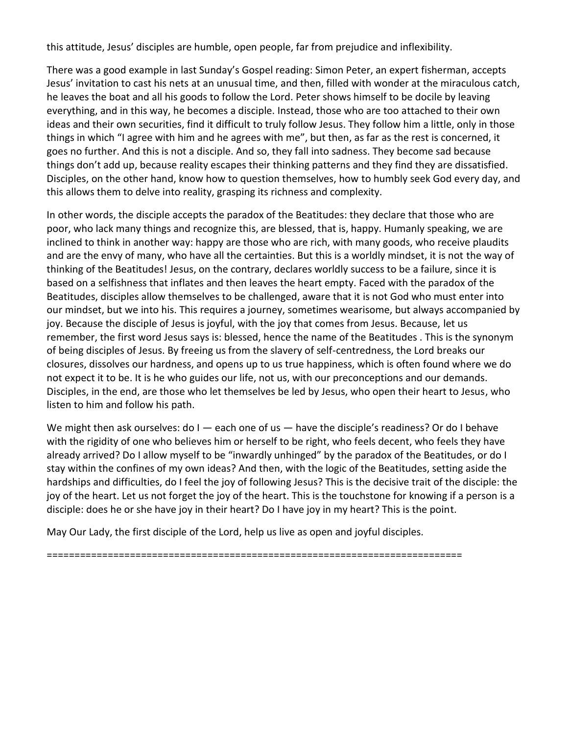this attitude, Jesus' disciples are humble, open people, far from prejudice and inflexibility.

There was a good example in last Sunday's Gospel reading: Simon Peter, an expert fisherman, accepts Jesus' invitation to cast his nets at an unusual time, and then, filled with wonder at the miraculous catch, he leaves the boat and all his goods to follow the Lord. Peter shows himself to be docile by leaving everything, and in this way, he becomes a disciple. Instead, those who are too attached to their own ideas and their own securities, find it difficult to truly follow Jesus. They follow him a little, only in those things in which "I agree with him and he agrees with me", but then, as far as the rest is concerned, it goes no further. And this is not a disciple. And so, they fall into sadness. They become sad because things don't add up, because reality escapes their thinking patterns and they find they are dissatisfied. Disciples, on the other hand, know how to question themselves, how to humbly seek God every day, and this allows them to delve into reality, grasping its richness and complexity.

In other words, the disciple accepts the paradox of the Beatitudes: they declare that those who are poor, who lack many things and recognize this, are blessed, that is, happy. Humanly speaking, we are inclined to think in another way: happy are those who are rich, with many goods, who receive plaudits and are the envy of many, who have all the certainties. But this is a worldly mindset, it is not the way of thinking of the Beatitudes! Jesus, on the contrary, declares worldly success to be a failure, since it is based on a selfishness that inflates and then leaves the heart empty. Faced with the paradox of the Beatitudes, disciples allow themselves to be challenged, aware that it is not God who must enter into our mindset, but we into his. This requires a journey, sometimes wearisome, but always accompanied by joy. Because the disciple of Jesus is joyful, with the joy that comes from Jesus. Because, let us remember, the first word Jesus says is: blessed, hence the name of the Beatitudes . This is the synonym of being disciples of Jesus. By freeing us from the slavery of self-centredness, the Lord breaks our closures, dissolves our hardness, and opens up to us true happiness, which is often found where we do not expect it to be. It is he who guides our life, not us, with our preconceptions and our demands. Disciples, in the end, are those who let themselves be led by Jesus, who open their heart to Jesus, who listen to him and follow his path.

We might then ask ourselves: do I — each one of us — have the disciple's readiness? Or do I behave with the rigidity of one who believes him or herself to be right, who feels decent, who feels they have already arrived? Do I allow myself to be "inwardly unhinged" by the paradox of the Beatitudes, or do I stay within the confines of my own ideas? And then, with the logic of the Beatitudes, setting aside the hardships and difficulties, do I feel the joy of following Jesus? This is the decisive trait of the disciple: the joy of the heart. Let us not forget the joy of the heart. This is the touchstone for knowing if a person is a disciple: does he or she have joy in their heart? Do I have joy in my heart? This is the point.

May Our Lady, the first disciple of the Lord, help us live as open and joyful disciples.

==========================================================================